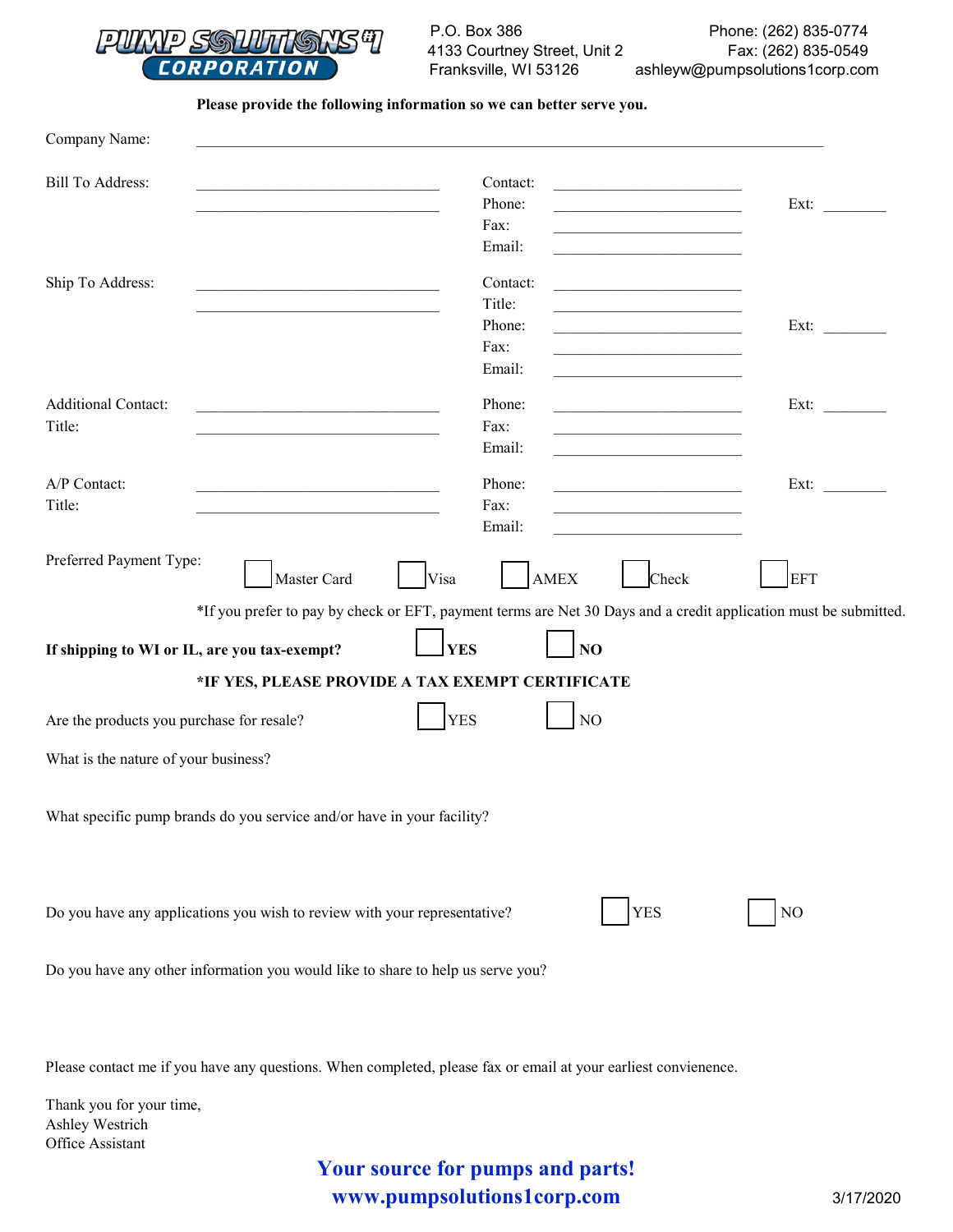**PUMP SOLUTIONS #1 CORPORATION**

P.O. Box 386
4133 Courtney Street, Unit 2
Franksville, WI 53126

Phone: (262) 835-0774
Fax: (262) 835-0549
ashleyw@pumpsolutions1corp.com

**Please provide the following information so we can better serve you.**

Company Name: ____________________________________________

Bill To Address: ______________________ ______________________

Contact: ______________________
Phone: ______________________ Ext: ________
Fax: ______________________
Email: ______________________

Ship To Address: ______________________ ______________________

Contact: ______________________
Title: ______________________
Phone: ______________________ Ext: ________
Fax: ______________________
Email: ______________________

Additional Contact: ______________________
Title: ______________________

Phone: ______________________ Ext: ________
Fax: ______________________
Email: ______________________

A/P Contact: ______________________
Title: ______________________

Phone: ______________________ Ext: ________
Fax: ______________________
Email: ______________________

Preferred Payment Type: ☐ Master Card ☐ Visa ☐ AMEX ☐ Check ☐ EFT

*If you prefer to pay by check or EFT, payment terms are Net 30 Days and a credit application must be submitted.

**If shipping to WI or IL, are you tax-exempt?** ☐ **YES** ☐ **NO**

**\*IF YES, PLEASE PROVIDE A TAX EXEMPT CERTIFICATE**

Are the products you purchase for resale? ☐ YES ☐ NO

What is the nature of your business?

What specific pump brands do you service and/or have in your facility?

Do you have any applications you wish to review with your representative? ☐ YES ☐ NO

Do you have any other information you would like to share to help us serve you?

Please contact me if you have any questions. When completed, please fax or email at your earliest convienence.

Thank you for your time,
Ashley Westrich
Office Assistant

**Your source for pumps and parts!**
**www.pumpsolutions1corp.com**

3/17/2020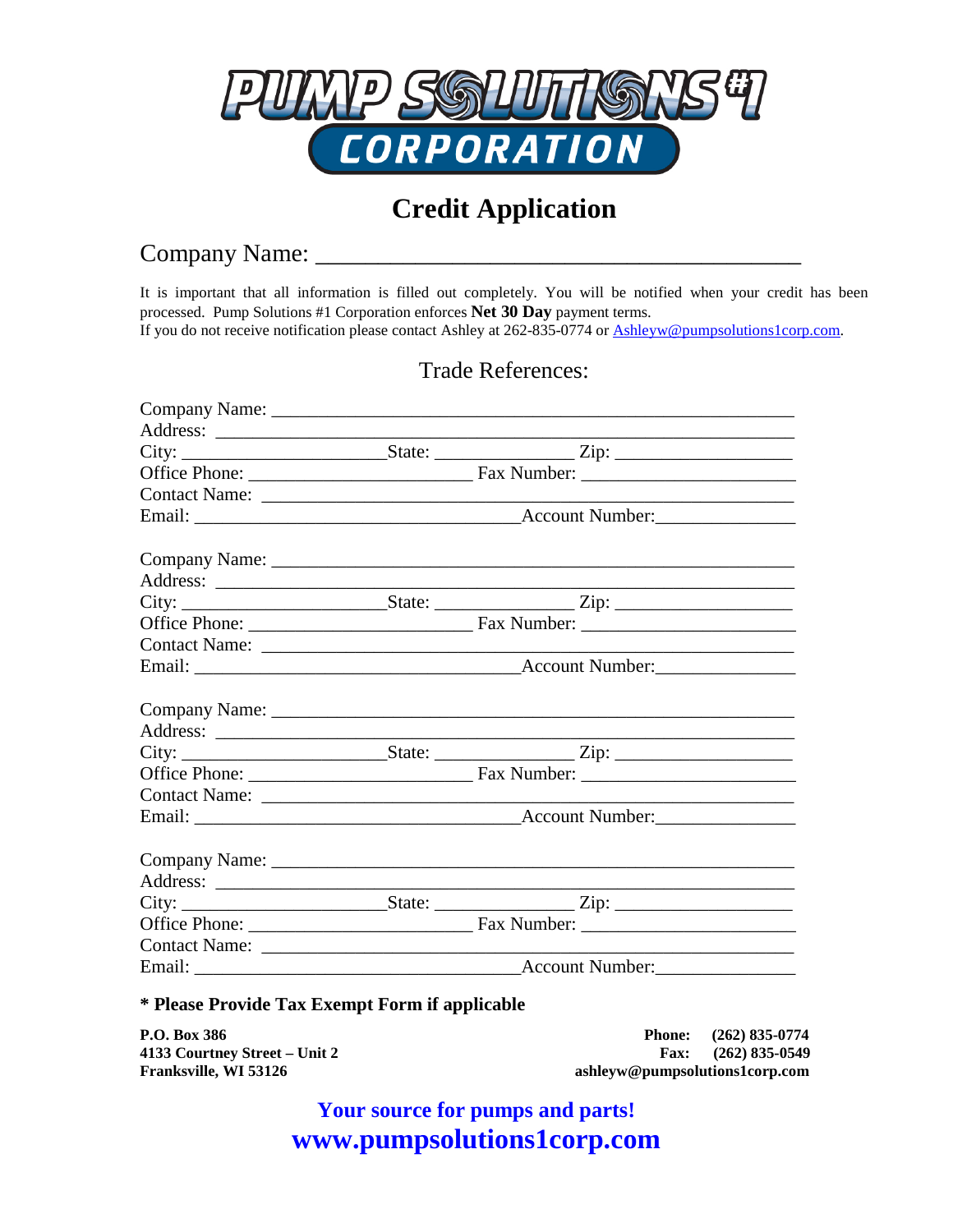PUMP SOLUTIONS #1 CORPORATION

# Credit Application

Company Name: ________________________________________

It is important that all information is filled out completely. You will be notified when your credit has been processed. Pump Solutions #1 Corporation enforces **Net 30 Day** payment terms.
If you do not receive notification please contact Ashley at 262-835-0774 or Ashleyw@pumpsolutions1corp.com.

## Trade References:

Company Name: ____________________________________________________________
Address: ________________________________________________________________
City: _______________________State: ________________ Zip: ____________________
Office Phone: ________________________ Fax Number: _______________________
Contact Name: ___________________________________________________________
Email: ____________________________________Account Number:_______________

Company Name: ____________________________________________________________
Address: ________________________________________________________________
City: _______________________State: ________________ Zip: ____________________
Office Phone: ________________________ Fax Number: _______________________
Contact Name: ___________________________________________________________
Email: ____________________________________Account Number:_______________

Company Name: ____________________________________________________________
Address: ________________________________________________________________
City: _______________________State: ________________ Zip: ____________________
Office Phone: ________________________ Fax Number: _______________________
Contact Name: ___________________________________________________________
Email: ____________________________________Account Number:_______________

Company Name: ____________________________________________________________
Address: ________________________________________________________________
City: _______________________State: ________________ Zip: ____________________
Office Phone: ________________________ Fax Number: _______________________
Contact Name: ___________________________________________________________
Email: ____________________________________Account Number:_______________

**\* Please Provide Tax Exempt Form if applicable**

**P.O. Box 386**
**4133 Courtney Street – Unit 2**
**Franksville, WI 53126**

**Phone: (262) 835-0774**
**Fax: (262) 835-0549**
**ashleyw@pumpsolutions1corp.com**

**Your source for pumps and parts!**
**www.pumpsolutions1corp.com**